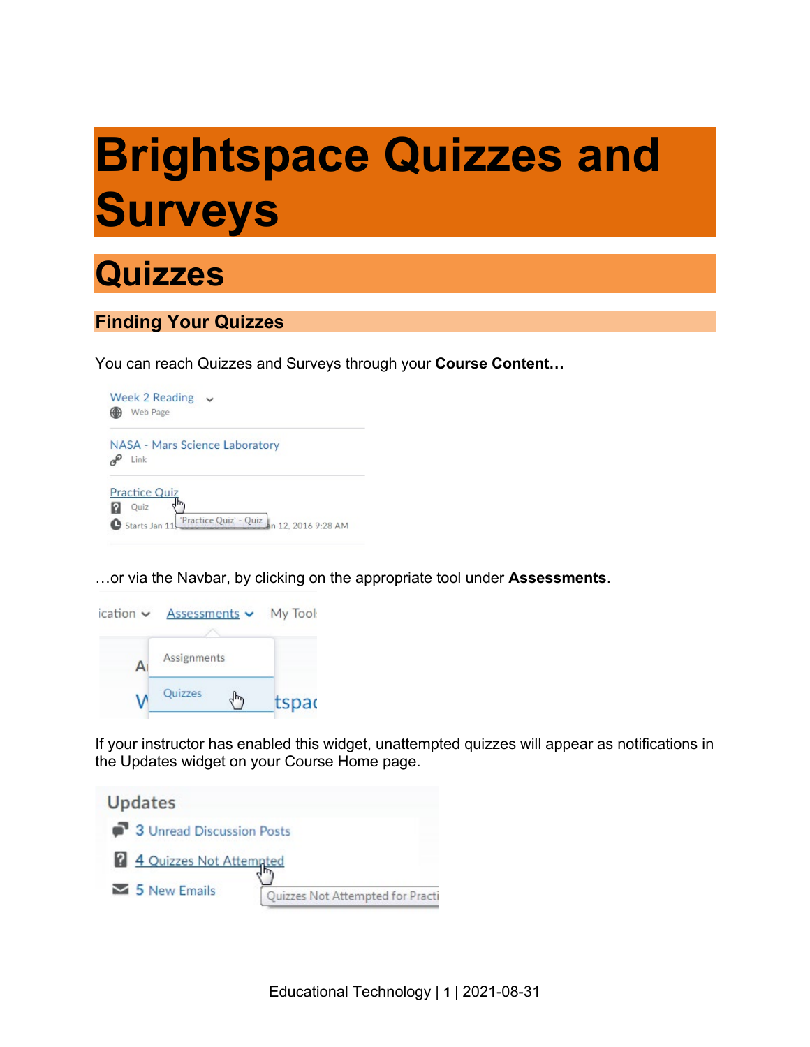# Brightspace Quizzes and Surveys

## Quizzes

### Finding Your Quizzes

You can reach Quizzes and Surveys through your **Course Content…**

…or via the Navbar, by clicking on the appropriate tool under **Assessments**.

If your instructor has enabled this widget, unattempted quizzes will appear as notifications in the Updates widget on your Course Home page.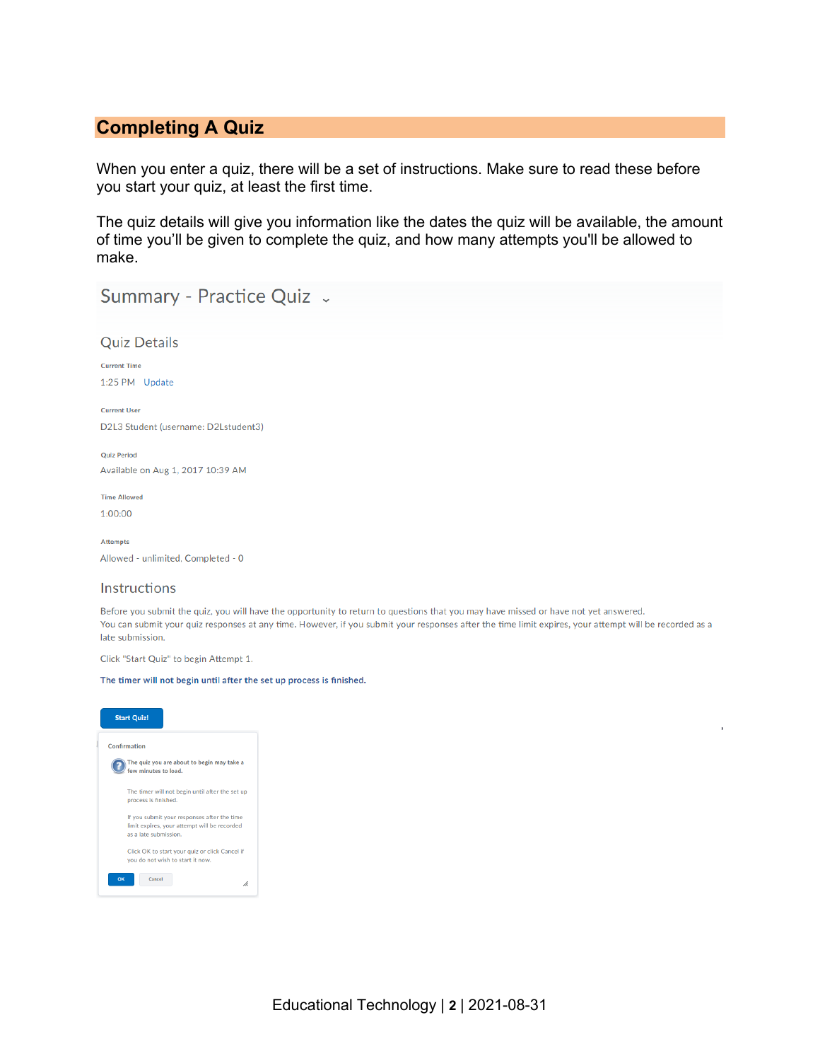## Completing A Quiz

When you enter a quiz, there will be a set of instructions. Make sure to read these before you start your quiz, at least the first time.

The quiz details will give you information like the dates the quiz will be available, the amount of time you'll be given to complete the quiz, and how many attempts you'll be allowed to make.

Summary - Practice Quiz

Quiz Details

Current Time

1:25 PM Update

Current User

D2L3 Student (username: D2Lstudent3)

Quiz Period

Available on Aug 1, 2017 10:39 AM

Time Allowed

1:00:00

Attempts

Allowed - unlimited, Completed - 0

Instructions

Before you submit the quiz, you will have the opportunity to return to questions that you may have missed or have not yet answered.
You can submit your quiz responses at any time. However, if you submit your responses after the time limit expires, your attempt will be recorded as a late submission.

Click "Start Quiz" to begin Attempt 1.

**The timer will not begin until after the set up process is finished.**

Start Quiz!

Confirmation

The quiz you are about to begin may take a few minutes to load.

The timer will not begin until after the set up process is finished.

If you submit your responses after the time limit expires, your attempt will be recorded as a late submission.

Click OK to start your quiz or click Cancel if you do not wish to start it now.

OK Cancel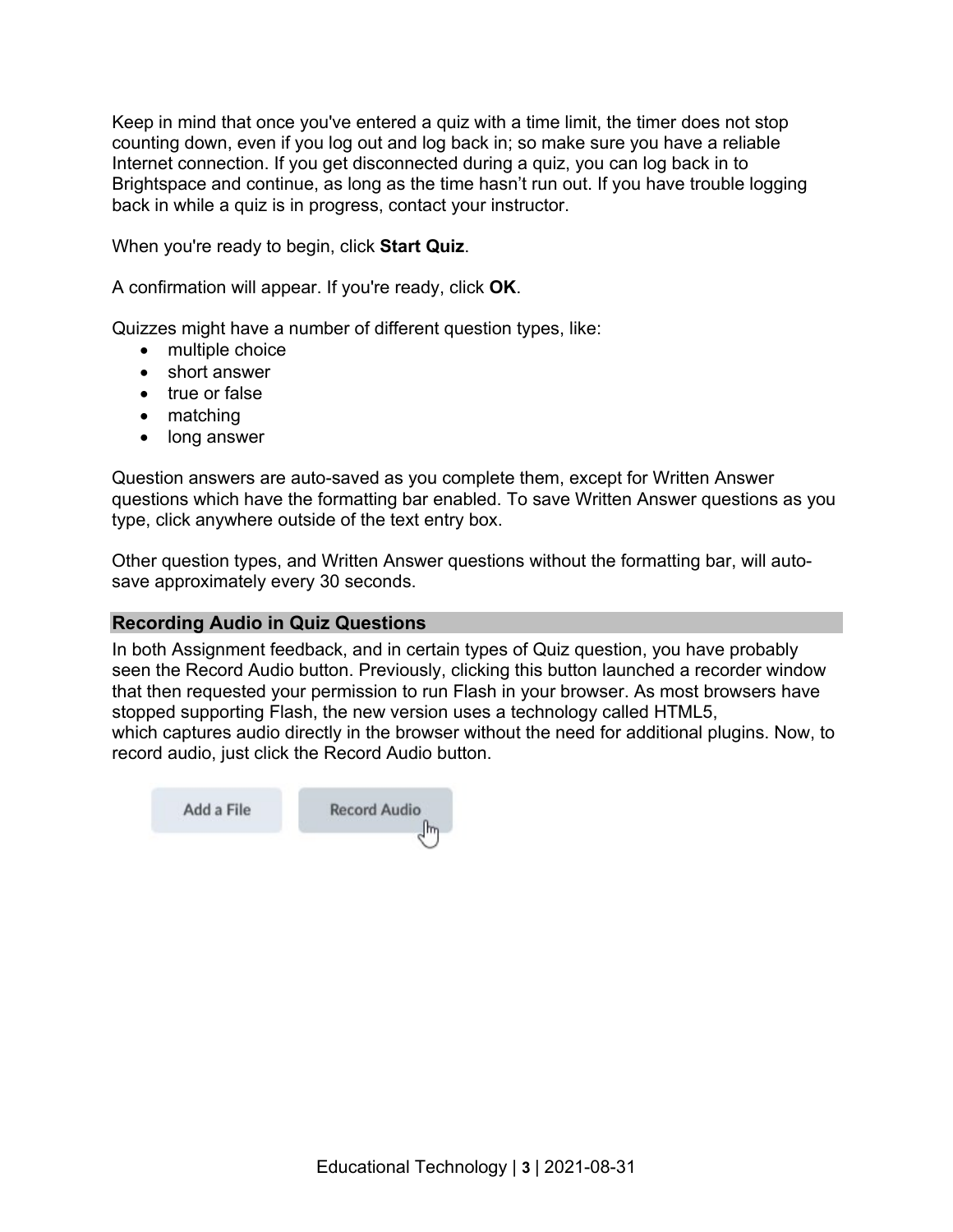Keep in mind that once you've entered a quiz with a time limit, the timer does not stop counting down, even if you log out and log back in; so make sure you have a reliable Internet connection. If you get disconnected during a quiz, you can log back in to Brightspace and continue, as long as the time hasn't run out. If you have trouble logging back in while a quiz is in progress, contact your instructor.

When you're ready to begin, click **Start Quiz**.

A confirmation will appear. If you're ready, click **OK**.

Quizzes might have a number of different question types, like:

- multiple choice
- short answer
- true or false
- matching
- long answer

Question answers are auto-saved as you complete them, except for Written Answer questions which have the formatting bar enabled. To save Written Answer questions as you type, click anywhere outside of the text entry box.

Other question types, and Written Answer questions without the formatting bar, will auto-save approximately every 30 seconds.

## Recording Audio in Quiz Questions

In both Assignment feedback, and in certain types of Quiz question, you have probably seen the Record Audio button. Previously, clicking this button launched a recorder window that then requested your permission to run Flash in your browser. As most browsers have stopped supporting Flash, the new version uses a technology called HTML5, which captures audio directly in the browser without the need for additional plugins. Now, to record audio, just click the Record Audio button.

Add a File | Record Audio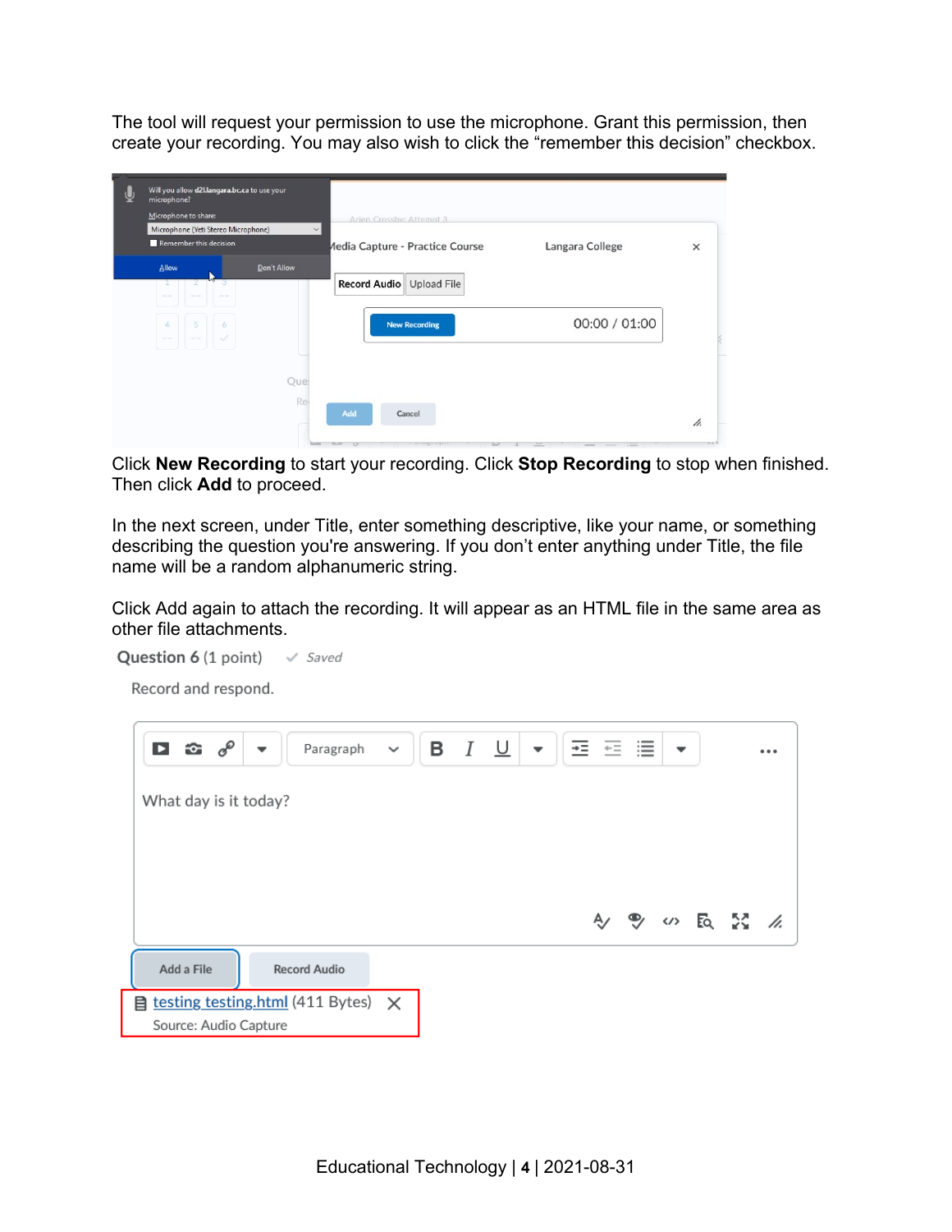The tool will request your permission to use the microphone. Grant this permission, then create your recording. You may also wish to click the “remember this decision” checkbox.

Click **New Recording** to start your recording. Click **Stop Recording** to stop when finished. Then click **Add** to proceed.

In the next screen, under Title, enter something descriptive, like your name, or something describing the question you're answering. If you don’t enter anything under Title, the file name will be a random alphanumeric string.

Click Add again to attach the recording. It will appear as an HTML file in the same area as other file attachments.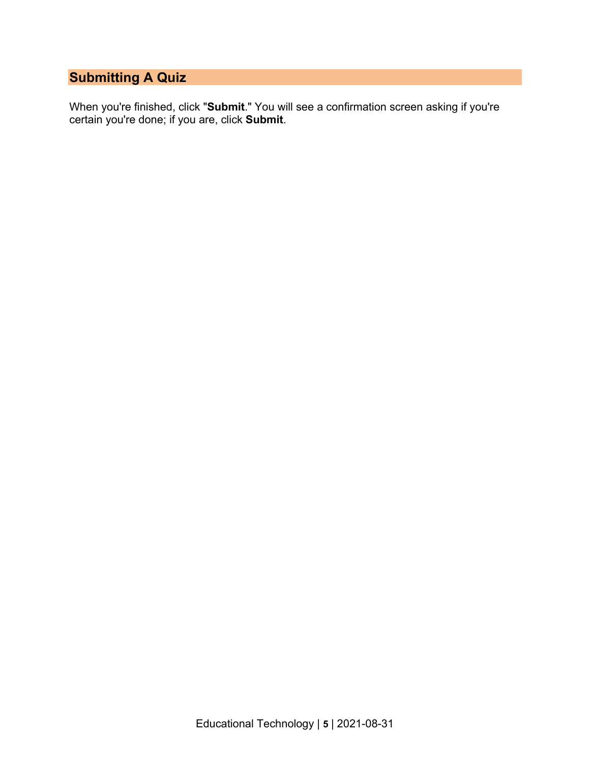## Submitting A Quiz

When you're finished, click "**Submit**." You will see a confirmation screen asking if you're certain you're done; if you are, click **Submit**.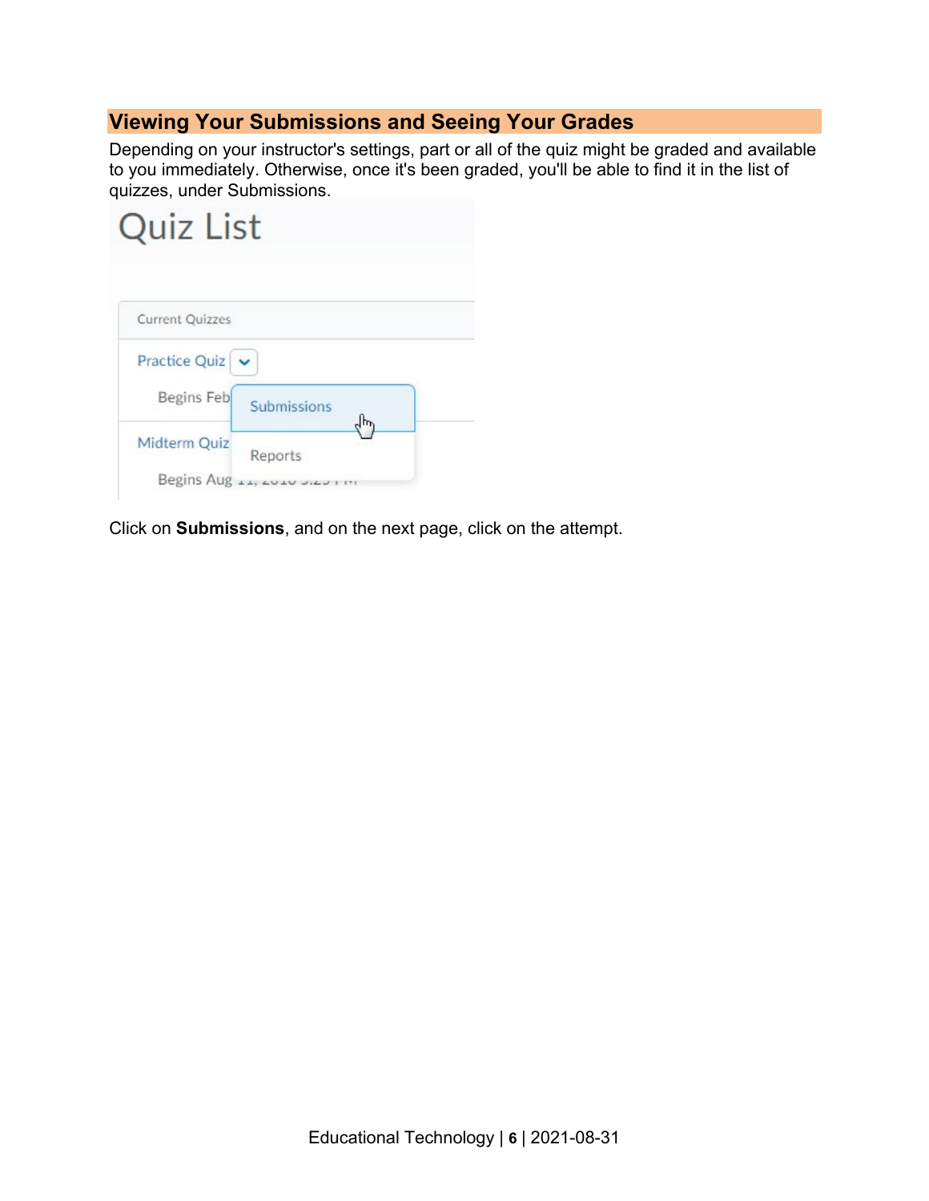## Viewing Your Submissions and Seeing Your Grades

Depending on your instructor's settings, part or all of the quiz might be graded and available to you immediately. Otherwise, once it's been graded, you'll be able to find it in the list of quizzes, under Submissions.

Click on **Submissions**, and on the next page, click on the attempt.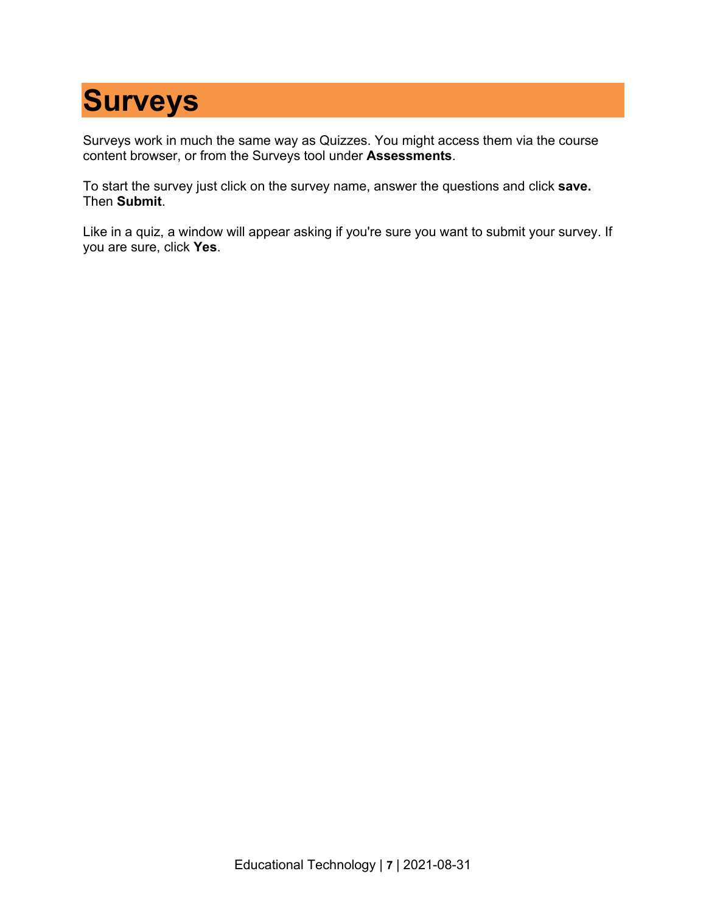# Surveys

Surveys work in much the same way as Quizzes. You might access them via the course content browser, or from the Surveys tool under **Assessments**.

To start the survey just click on the survey name, answer the questions and click **save.** Then **Submit**.

Like in a quiz, a window will appear asking if you're sure you want to submit your survey. If you are sure, click **Yes**.